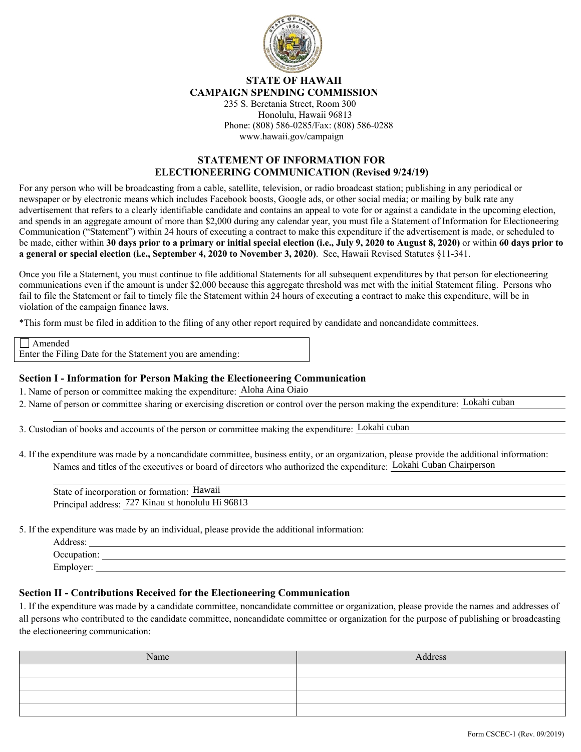**STATE OF HAWAII**
**CAMPAIGN SPENDING COMMISSION**
235 S. Beretania Street, Room 300
Honolulu, Hawaii 96813
Phone: (808) 586-0285/Fax: (808) 586-0288
www.hawaii.gov/campaign

# STATEMENT OF INFORMATION FOR ELECTIONEERING COMMUNICATION (Revised 9/24/19)

For any person who will be broadcasting from a cable, satellite, television, or radio broadcast station; publishing in any periodical or newspaper or by electronic means which includes Facebook boosts, Google ads, or other social media; or mailing by bulk rate any advertisement that refers to a clearly identifiable candidate and contains an appeal to vote for or against a candidate in the upcoming election, and spends in an aggregate amount of more than $2,000 during any calendar year, you must file a Statement of Information for Electioneering Communication ("Statement") within 24 hours of executing a contract to make this expenditure if the advertisement is made, or scheduled to be made, either within **30 days prior to a primary or initial special election (i.e., July 9, 2020 to August 8, 2020)** or within **60 days prior to a general or special election (i.e., September 4, 2020 to November 3, 2020)**. See, Hawaii Revised Statutes §11-341.

Once you file a Statement, you must continue to file additional Statements for all subsequent expenditures by that person for electioneering communications even if the amount is under $2,000 because this aggregate threshold was met with the initial Statement filing. Persons who fail to file the Statement or fail to timely file the Statement within 24 hours of executing a contract to make this expenditure, will be in violation of the campaign finance laws.

*This form must be filed in addition to the filing of any other report required by candidate and noncandidate committees.

☐ Amended
Enter the Filing Date for the Statement you are amending:

## Section I - Information for Person Making the Electioneering Communication

1. Name of person or committee making the expenditure: Aloha Aina Oiaio
2. Name of person or committee sharing or exercising discretion or control over the person making the expenditure: Lokahi cuban
3. Custodian of books and accounts of the person or committee making the expenditure: Lokahi cuban
4. If the expenditure was made by a noncandidate committee, business entity, or an organization, please provide the additional information:
   Names and titles of the executives or board of directors who authorized the expenditure: Lokahi Cuban Chairperson
   State of incorporation or formation: Hawaii
   Principal address: 727 Kinau st honolulu Hi 96813
5. If the expenditure was made by an individual, please provide the additional information:
   Address:
   Occupation:
   Employer:

## Section II - Contributions Received for the Electioneering Communication

1. If the expenditure was made by a candidate committee, noncandidate committee or organization, please provide the names and addresses of all persons who contributed to the candidate committee, noncandidate committee or organization for the purpose of publishing or broadcasting the electioneering communication:

| Name | Address |
|---|---|
| | |
| | |
| | |
| | |

Form CSCEC-1 (Rev. 09/2019)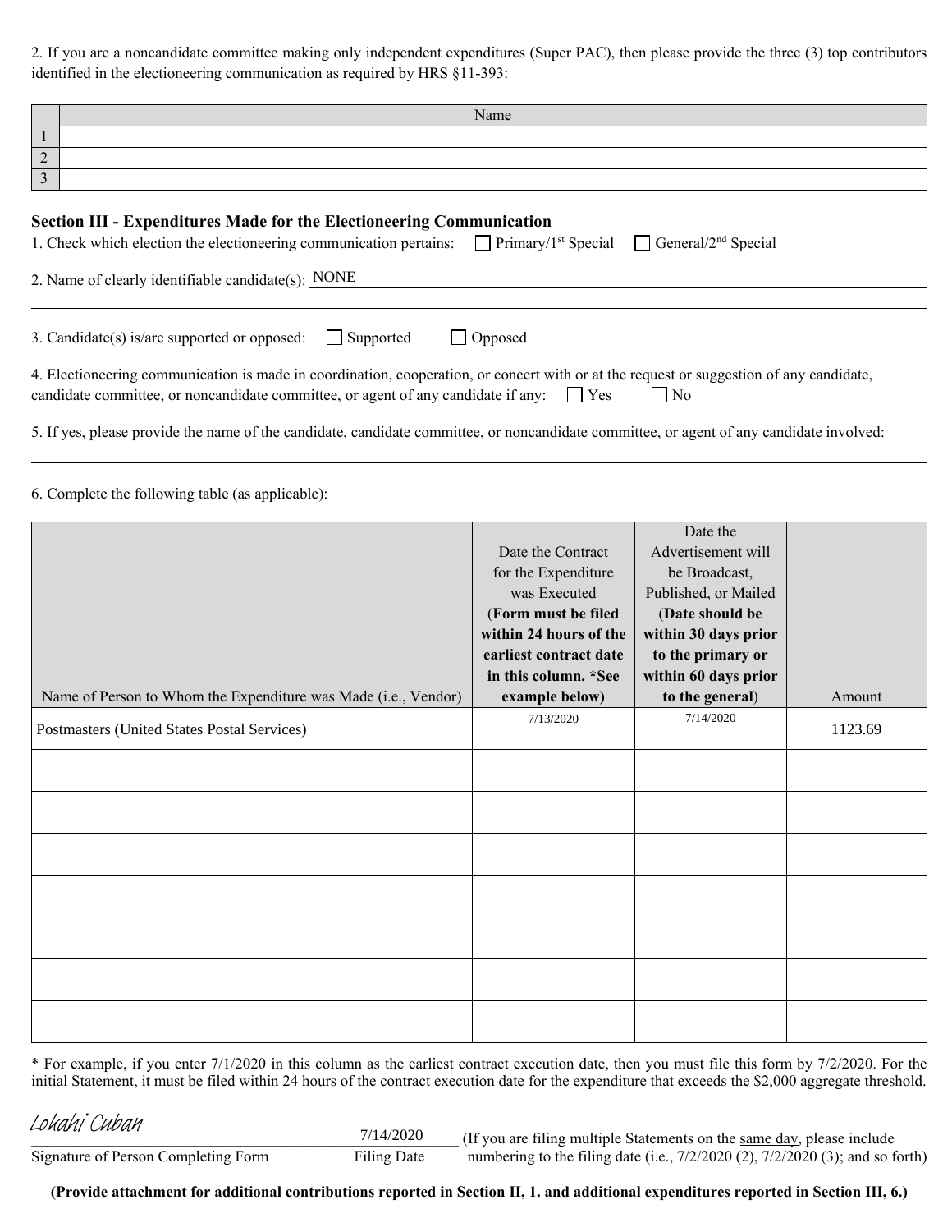2. If you are a noncandidate committee making only independent expenditures (Super PAC), then please provide the three (3) top contributors identified in the electioneering communication as required by HRS §11-393:

| | Name |
|---|---|
| 1 | |
| 2 | |
| 3 | |

### Section III - Expenditures Made for the Electioneering Communication

1. Check which election the electioneering communication pertains: ☐ Primary/1st Special ☐ General/2nd Special

2. Name of clearly identifiable candidate(s): NONE

3. Candidate(s) is/are supported or opposed: ☐ Supported ☐ Opposed

4. Electioneering communication is made in coordination, cooperation, or concert with or at the request or suggestion of any candidate, candidate committee, or noncandidate committee, or agent of any candidate if any: ☐ Yes ☐ No

5. If yes, please provide the name of the candidate, candidate committee, or noncandidate committee, or agent of any candidate involved:

6. Complete the following table (as applicable):

| Name of Person to Whom the Expenditure was Made (i.e., Vendor) | Date the Contract for the Expenditure was Executed **(Form must be filed within 24 hours of the earliest contract date in this column. *See example below)** | Date the Advertisement will be Broadcast, Published, or Mailed **(Date should be within 30 days prior to the primary or within 60 days prior to the general)** | Amount |
|---|---|---|---|
| Postmasters (United States Postal Services) | 7/13/2020 | 7/14/2020 | 1123.69 |
| | | | |
| | | | |
| | | | |
| | | | |
| | | | |
| | | | |
| | | | |

* For example, if you enter 7/1/2020 in this column as the earliest contract execution date, then you must file this form by 7/2/2020. For the initial Statement, it must be filed within 24 hours of the contract execution date for the expenditure that exceeds the $2,000 aggregate threshold.

Lokahi Cuban
Signature of Person Completing Form

7/14/2020
Filing Date

(If you are filing multiple Statements on the same day, please include numbering to the filing date (i.e., 7/2/2020 (2), 7/2/2020 (3); and so forth)

**(Provide attachment for additional contributions reported in Section II, 1. and additional expenditures reported in Section III, 6.)**